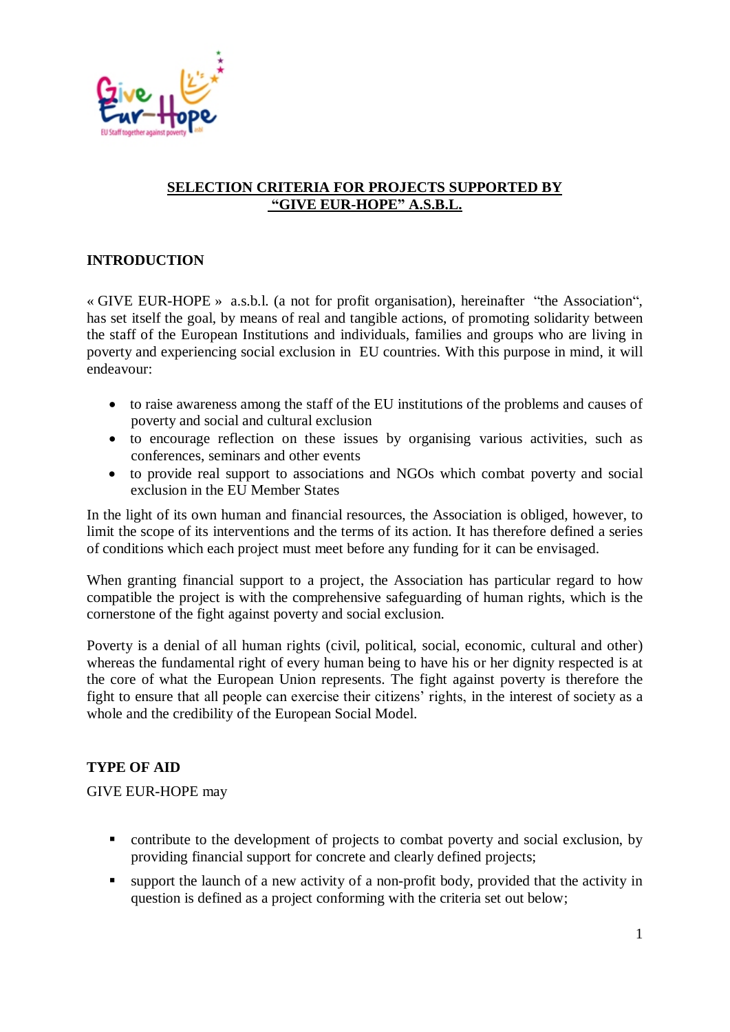# SELECTION CRITERIA FOR PROJECTS SUPPORTED BY "GIVE EUR-HOPE" A.S.B.L.

## INTRODUCTION

« GIVE EUR-HOPE » a.s.b.l. (a not for profit organisation), hereinafter "the Association", has set itself the goal, by means of real and tangible actions, of promoting solidarity between the staff of the European Institutions and individuals, families and groups who are living in poverty and experiencing social exclusion in EU countries. With this purpose in mind, it will endeavour:

- to raise awareness among the staff of the EU institutions of the problems and causes of poverty and social and cultural exclusion
- to encourage reflection on these issues by organising various activities, such as conferences, seminars and other events
- to provide real support to associations and NGOs which combat poverty and social exclusion in the EU Member States

In the light of its own human and financial resources, the Association is obliged, however, to limit the scope of its interventions and the terms of its action. It has therefore defined a series of conditions which each project must meet before any funding for it can be envisaged.

When granting financial support to a project, the Association has particular regard to how compatible the project is with the comprehensive safeguarding of human rights, which is the cornerstone of the fight against poverty and social exclusion.

Poverty is a denial of all human rights (civil, political, social, economic, cultural and other) whereas the fundamental right of every human being to have his or her dignity respected is at the core of what the European Union represents. The fight against poverty is therefore the fight to ensure that all people can exercise their citizens' rights, in the interest of society as a whole and the credibility of the European Social Model.

## TYPE OF AID

GIVE EUR-HOPE may

- contribute to the development of projects to combat poverty and social exclusion, by providing financial support for concrete and clearly defined projects;
- support the launch of a new activity of a non-profit body, provided that the activity in question is defined as a project conforming with the criteria set out below;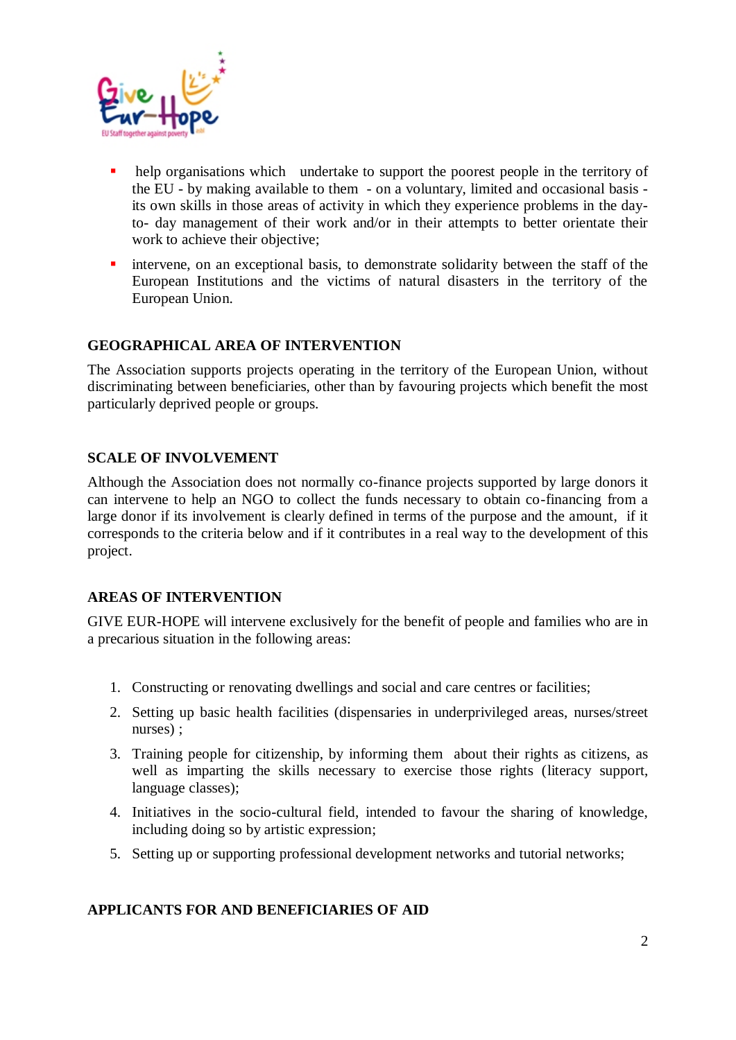- help organisations which undertake to support the poorest people in the territory of the EU - by making available to them - on a voluntary, limited and occasional basis - its own skills in those areas of activity in which they experience problems in the day-to- day management of their work and/or in their attempts to better orientate their work to achieve their objective;
- intervene, on an exceptional basis, to demonstrate solidarity between the staff of the European Institutions and the victims of natural disasters in the territory of the European Union.

## GEOGRAPHICAL AREA OF INTERVENTION

The Association supports projects operating in the territory of the European Union, without discriminating between beneficiaries, other than by favouring projects which benefit the most particularly deprived people or groups.

## SCALE OF INVOLVEMENT

Although the Association does not normally co-finance projects supported by large donors it can intervene to help an NGO to collect the funds necessary to obtain co-financing from a large donor if its involvement is clearly defined in terms of the purpose and the amount, if it corresponds to the criteria below and if it contributes in a real way to the development of this project.

## AREAS OF INTERVENTION

GIVE EUR-HOPE will intervene exclusively for the benefit of people and families who are in a precarious situation in the following areas:

1. Constructing or renovating dwellings and social and care centres or facilities;
2. Setting up basic health facilities (dispensaries in underprivileged areas, nurses/street nurses) ;
3. Training people for citizenship, by informing them about their rights as citizens, as well as imparting the skills necessary to exercise those rights (literacy support, language classes);
4. Initiatives in the socio-cultural field, intended to favour the sharing of knowledge, including doing so by artistic expression;
5. Setting up or supporting professional development networks and tutorial networks;

## APPLICANTS FOR AND BENEFICIARIES OF AID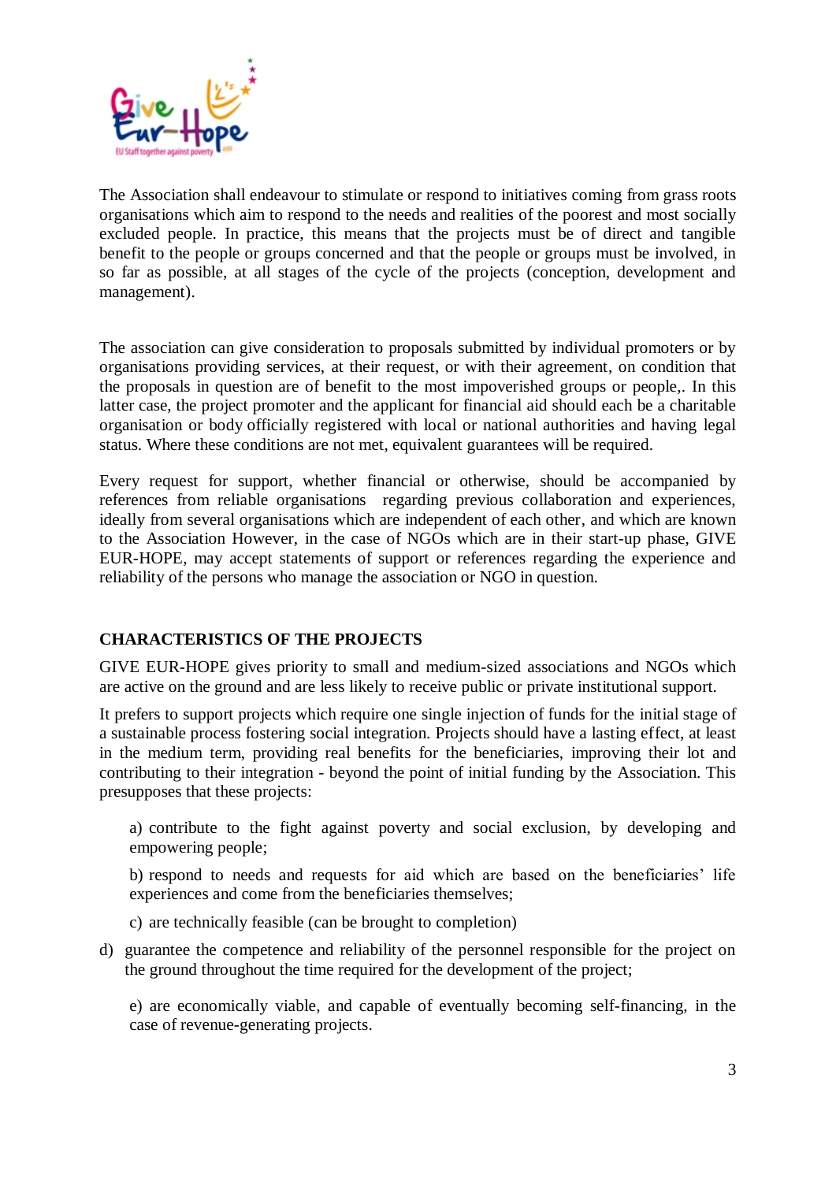The Association shall endeavour to stimulate or respond to initiatives coming from grass roots organisations which aim to respond to the needs and realities of the poorest and most socially excluded people. In practice, this means that the projects must be of direct and tangible benefit to the people or groups concerned and that the people or groups must be involved, in so far as possible, at all stages of the cycle of the projects (conception, development and management).

The association can give consideration to proposals submitted by individual promoters or by organisations providing services, at their request, or with their agreement, on condition that the proposals in question are of benefit to the most impoverished groups or people,. In this latter case, the project promoter and the applicant for financial aid should each be a charitable organisation or body officially registered with local or national authorities and having legal status. Where these conditions are not met, equivalent guarantees will be required.

Every request for support, whether financial or otherwise, should be accompanied by references from reliable organisations regarding previous collaboration and experiences, ideally from several organisations which are independent of each other, and which are known to the Association However, in the case of NGOs which are in their start-up phase, GIVE EUR-HOPE, may accept statements of support or references regarding the experience and reliability of the persons who manage the association or NGO in question.

**CHARACTERISTICS OF THE PROJECTS**

GIVE EUR-HOPE gives priority to small and medium-sized associations and NGOs which are active on the ground and are less likely to receive public or private institutional support.

It prefers to support projects which require one single injection of funds for the initial stage of a sustainable process fostering social integration. Projects should have a lasting effect, at least in the medium term, providing real benefits for the beneficiaries, improving their lot and contributing to their integration - beyond the point of initial funding by the Association. This presupposes that these projects:

a) contribute to the fight against poverty and social exclusion, by developing and empowering people;

b) respond to needs and requests for aid which are based on the beneficiaries' life experiences and come from the beneficiaries themselves;

c) are technically feasible (can be brought to completion)

d) guarantee the competence and reliability of the personnel responsible for the project on the ground throughout the time required for the development of the project;

e) are economically viable, and capable of eventually becoming self-financing, in the case of revenue-generating projects.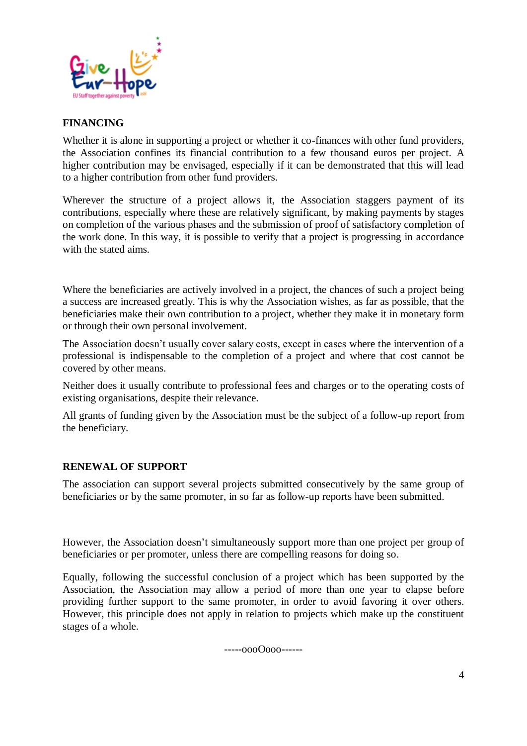## FINANCING

Whether it is alone in supporting a project or whether it co-finances with other fund providers, the Association confines its financial contribution to a few thousand euros per project. A higher contribution may be envisaged, especially if it can be demonstrated that this will lead to a higher contribution from other fund providers.

Wherever the structure of a project allows it, the Association staggers payment of its contributions, especially where these are relatively significant, by making payments by stages on completion of the various phases and the submission of proof of satisfactory completion of the work done. In this way, it is possible to verify that a project is progressing in accordance with the stated aims.

Where the beneficiaries are actively involved in a project, the chances of such a project being a success are increased greatly. This is why the Association wishes, as far as possible, that the beneficiaries make their own contribution to a project, whether they make it in monetary form or through their own personal involvement.

The Association doesn't usually cover salary costs, except in cases where the intervention of a professional is indispensable to the completion of a project and where that cost cannot be covered by other means.

Neither does it usually contribute to professional fees and charges or to the operating costs of existing organisations, despite their relevance.

All grants of funding given by the Association must be the subject of a follow-up report from the beneficiary.

## RENEWAL OF SUPPORT

The association can support several projects submitted consecutively by the same group of beneficiaries or by the same promoter, in so far as follow-up reports have been submitted.

However, the Association doesn't simultaneously support more than one project per group of beneficiaries or per promoter, unless there are compelling reasons for doing so.

Equally, following the successful conclusion of a project which has been supported by the Association, the Association may allow a period of more than one year to elapse before providing further support to the same promoter, in order to avoid favoring it over others. However, this principle does not apply in relation to projects which make up the constituent stages of a whole.

-----oooOooo------